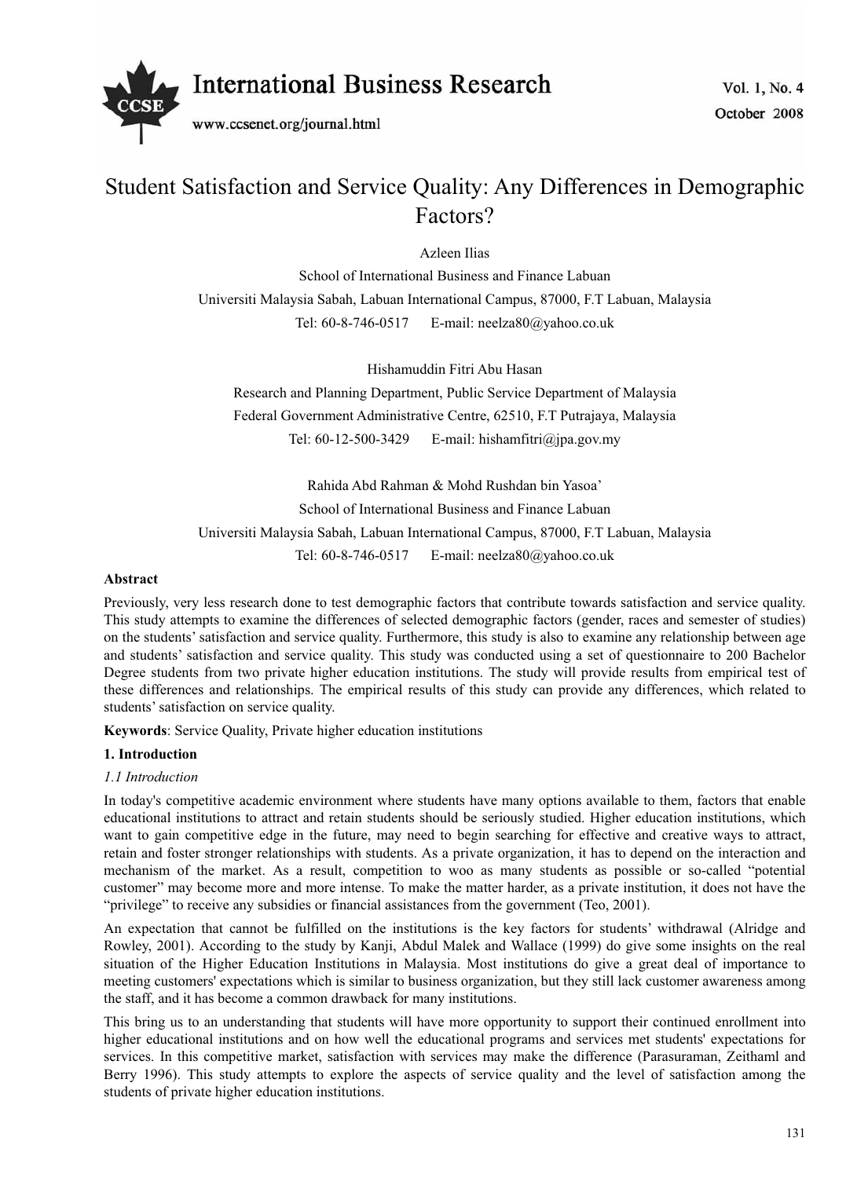# Student Satisfaction and Service Quality: Any Differences in Demographic Factors?

Azleen Ilias

School of International Business and Finance Labuan

Universiti Malaysia Sabah, Labuan International Campus, 87000, F.T Labuan, Malaysia

Tel: 60-8-746-0517 E-mail: neelza80@yahoo.co.uk

Hishamuddin Fitri Abu Hasan

Research and Planning Department, Public Service Department of Malaysia

Federal Government Administrative Centre, 62510, F.T Putrajaya, Malaysia

Tel: 60-12-500-3429 E-mail: hishamfitri@jpa.gov.my

Rahida Abd Rahman & Mohd Rushdan bin Yasoa'

School of International Business and Finance Labuan

Universiti Malaysia Sabah, Labuan International Campus, 87000, F.T Labuan, Malaysia

Tel: 60-8-746-0517 E-mail: neelza80@yahoo.co.uk

**Abstract**

Previously, very less research done to test demographic factors that contribute towards satisfaction and service quality. This study attempts to examine the differences of selected demographic factors (gender, races and semester of studies) on the students' satisfaction and service quality. Furthermore, this study is also to examine any relationship between age and students' satisfaction and service quality. This study was conducted using a set of questionnaire to 200 Bachelor Degree students from two private higher education institutions. The study will provide results from empirical test of these differences and relationships. The empirical results of this study can provide any differences, which related to students' satisfaction on service quality.

**Keywords**: Service Quality, Private higher education institutions

## 1. Introduction

### *1.1 Introduction*

In today's competitive academic environment where students have many options available to them, factors that enable educational institutions to attract and retain students should be seriously studied. Higher education institutions, which want to gain competitive edge in the future, may need to begin searching for effective and creative ways to attract, retain and foster stronger relationships with students. As a private organization, it has to depend on the interaction and mechanism of the market. As a result, competition to woo as many students as possible or so-called "potential customer" may become more and more intense. To make the matter harder, as a private institution, it does not have the "privilege" to receive any subsidies or financial assistances from the government (Teo, 2001).

An expectation that cannot be fulfilled on the institutions is the key factors for students' withdrawal (Alridge and Rowley, 2001). According to the study by Kanji, Abdul Malek and Wallace (1999) do give some insights on the real situation of the Higher Education Institutions in Malaysia. Most institutions do give a great deal of importance to meeting customers' expectations which is similar to business organization, but they still lack customer awareness among the staff, and it has become a common drawback for many institutions.

This bring us to an understanding that students will have more opportunity to support their continued enrollment into higher educational institutions and on how well the educational programs and services met students' expectations for services. In this competitive market, satisfaction with services may make the difference (Parasuraman, Zeithaml and Berry 1996). This study attempts to explore the aspects of service quality and the level of satisfaction among the students of private higher education institutions.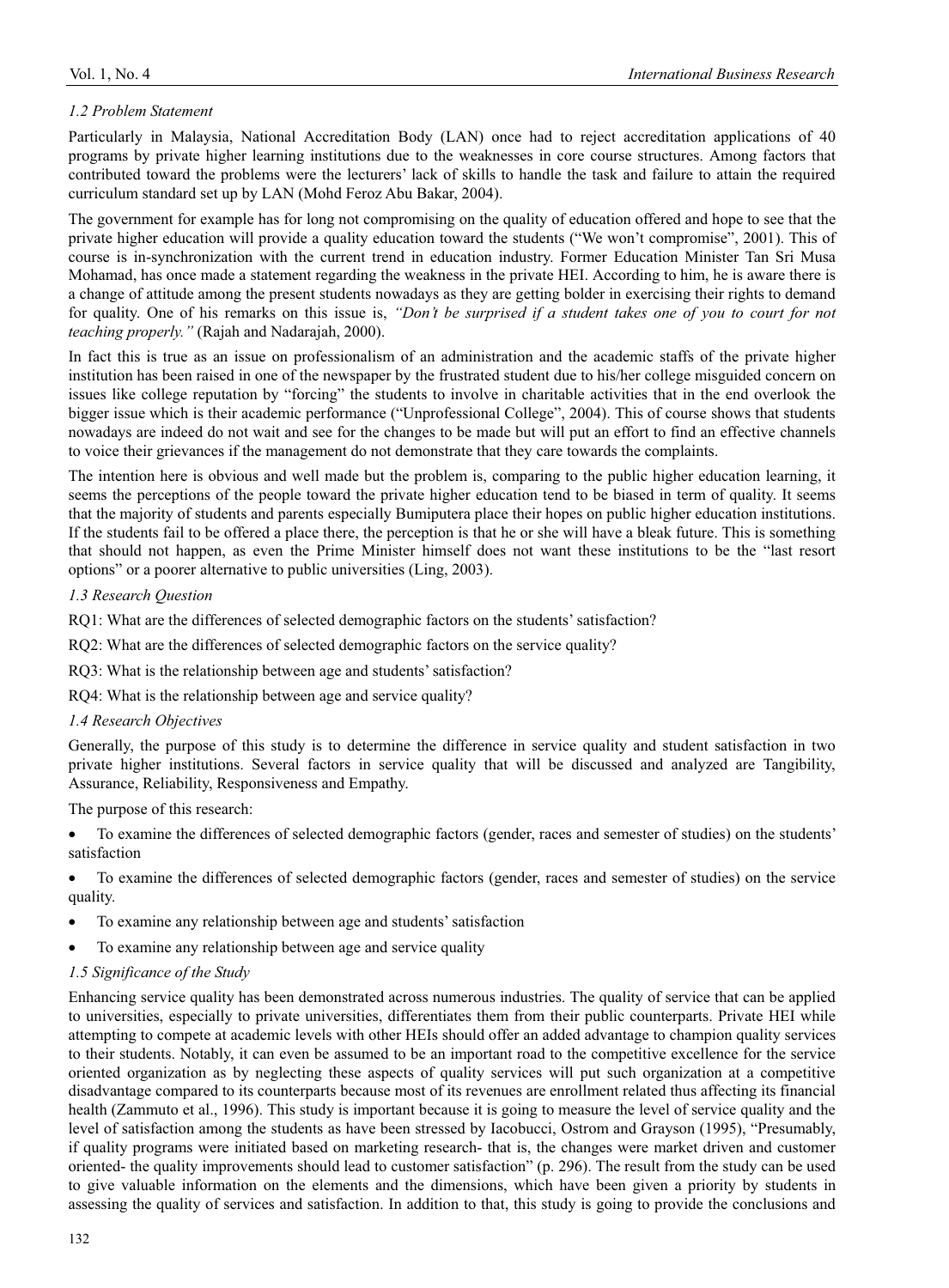### 1.2 Problem Statement

Particularly in Malaysia, National Accreditation Body (LAN) once had to reject accreditation applications of 40 programs by private higher learning institutions due to the weaknesses in core course structures. Among factors that contributed toward the problems were the lecturers' lack of skills to handle the task and failure to attain the required curriculum standard set up by LAN (Mohd Feroz Abu Bakar, 2004).

The government for example has for long not compromising on the quality of education offered and hope to see that the private higher education will provide a quality education toward the students ("We won't compromise", 2001). This of course is in-synchronization with the current trend in education industry. Former Education Minister Tan Sri Musa Mohamad, has once made a statement regarding the weakness in the private HEI. According to him, he is aware there is a change of attitude among the present students nowadays as they are getting bolder in exercising their rights to demand for quality. One of his remarks on this issue is, *"Don't be surprised if a student takes one of you to court for not teaching properly."* (Rajah and Nadarajah, 2000).

In fact this is true as an issue on professionalism of an administration and the academic staffs of the private higher institution has been raised in one of the newspaper by the frustrated student due to his/her college misguided concern on issues like college reputation by "forcing" the students to involve in charitable activities that in the end overlook the bigger issue which is their academic performance ("Unprofessional College", 2004). This of course shows that students nowadays are indeed do not wait and see for the changes to be made but will put an effort to find an effective channels to voice their grievances if the management do not demonstrate that they care towards the complaints.

The intention here is obvious and well made but the problem is, comparing to the public higher education learning, it seems the perceptions of the people toward the private higher education tend to be biased in term of quality. It seems that the majority of students and parents especially Bumiputera place their hopes on public higher education institutions. If the students fail to be offered a place there, the perception is that he or she will have a bleak future. This is something that should not happen, as even the Prime Minister himself does not want these institutions to be the "last resort options" or a poorer alternative to public universities (Ling, 2003).

### 1.3 Research Question

RQ1: What are the differences of selected demographic factors on the students' satisfaction?

RQ2: What are the differences of selected demographic factors on the service quality?

RQ3: What is the relationship between age and students' satisfaction?

RQ4: What is the relationship between age and service quality?

### 1.4 Research Objectives

Generally, the purpose of this study is to determine the difference in service quality and student satisfaction in two private higher institutions. Several factors in service quality that will be discussed and analyzed are Tangibility, Assurance, Reliability, Responsiveness and Empathy.

The purpose of this research:

- To examine the differences of selected demographic factors (gender, races and semester of studies) on the students' satisfaction
- To examine the differences of selected demographic factors (gender, races and semester of studies) on the service quality.
- To examine any relationship between age and students' satisfaction
- To examine any relationship between age and service quality

### 1.5 Significance of the Study

Enhancing service quality has been demonstrated across numerous industries. The quality of service that can be applied to universities, especially to private universities, differentiates them from their public counterparts. Private HEI while attempting to compete at academic levels with other HEIs should offer an added advantage to champion quality services to their students. Notably, it can even be assumed to be an important road to the competitive excellence for the service oriented organization as by neglecting these aspects of quality services will put such organization at a competitive disadvantage compared to its counterparts because most of its revenues are enrollment related thus affecting its financial health (Zammuto et al., 1996). This study is important because it is going to measure the level of service quality and the level of satisfaction among the students as have been stressed by Iacobucci, Ostrom and Grayson (1995), "Presumably, if quality programs were initiated based on marketing research- that is, the changes were market driven and customer oriented- the quality improvements should lead to customer satisfaction" (p. 296). The result from the study can be used to give valuable information on the elements and the dimensions, which have been given a priority by students in assessing the quality of services and satisfaction. In addition to that, this study is going to provide the conclusions and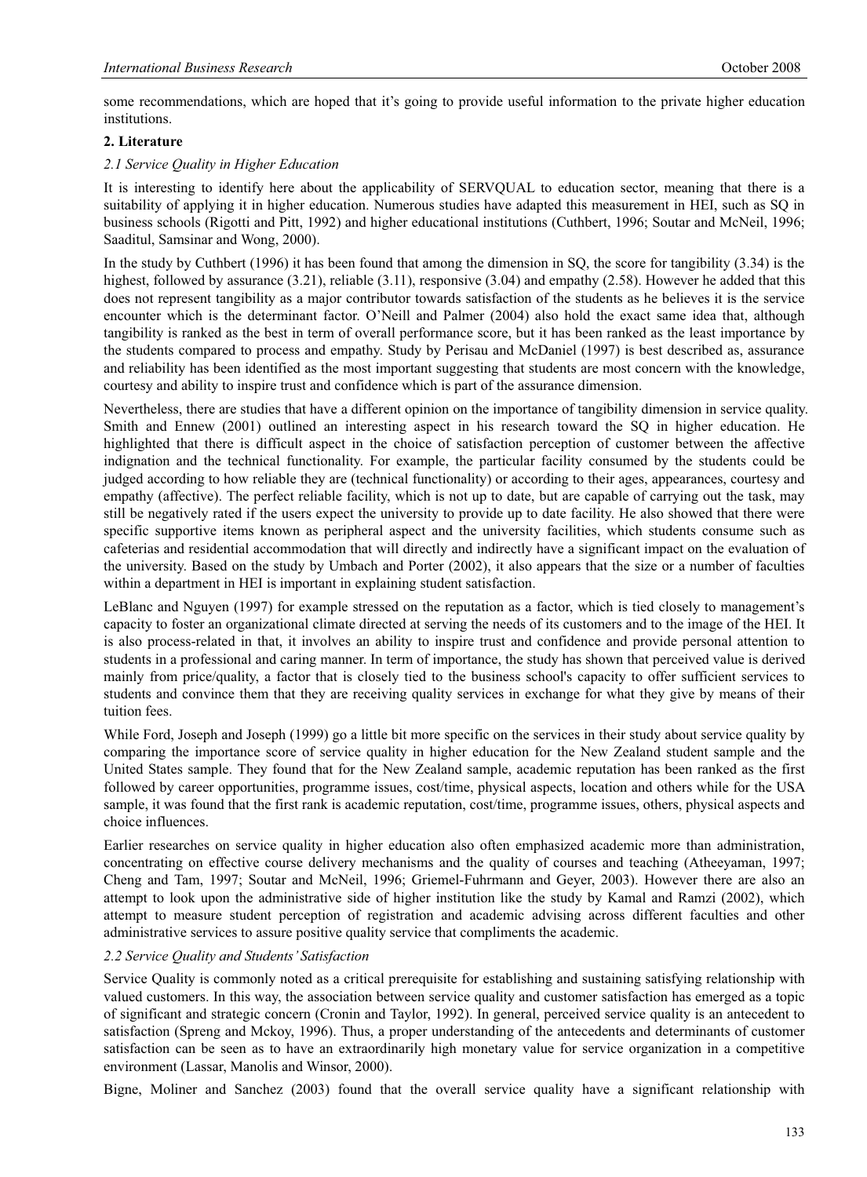some recommendations, which are hoped that it's going to provide useful information to the private higher education institutions.

## 2. Literature

### *2.1 Service Quality in Higher Education*

It is interesting to identify here about the applicability of SERVQUAL to education sector, meaning that there is a suitability of applying it in higher education. Numerous studies have adapted this measurement in HEI, such as SQ in business schools (Rigotti and Pitt, 1992) and higher educational institutions (Cuthbert, 1996; Soutar and McNeil, 1996; Saaditul, Samsinar and Wong, 2000).

In the study by Cuthbert (1996) it has been found that among the dimension in SQ, the score for tangibility (3.34) is the highest, followed by assurance (3.21), reliable (3.11), responsive (3.04) and empathy (2.58). However he added that this does not represent tangibility as a major contributor towards satisfaction of the students as he believes it is the service encounter which is the determinant factor. O'Neill and Palmer (2004) also hold the exact same idea that, although tangibility is ranked as the best in term of overall performance score, but it has been ranked as the least importance by the students compared to process and empathy. Study by Perisau and McDaniel (1997) is best described as, assurance and reliability has been identified as the most important suggesting that students are most concern with the knowledge, courtesy and ability to inspire trust and confidence which is part of the assurance dimension.

Nevertheless, there are studies that have a different opinion on the importance of tangibility dimension in service quality. Smith and Ennew (2001) outlined an interesting aspect in his research toward the SQ in higher education. He highlighted that there is difficult aspect in the choice of satisfaction perception of customer between the affective indignation and the technical functionality. For example, the particular facility consumed by the students could be judged according to how reliable they are (technical functionality) or according to their ages, appearances, courtesy and empathy (affective). The perfect reliable facility, which is not up to date, but are capable of carrying out the task, may still be negatively rated if the users expect the university to provide up to date facility. He also showed that there were specific supportive items known as peripheral aspect and the university facilities, which students consume such as cafeterias and residential accommodation that will directly and indirectly have a significant impact on the evaluation of the university. Based on the study by Umbach and Porter (2002), it also appears that the size or a number of faculties within a department in HEI is important in explaining student satisfaction.

LeBlanc and Nguyen (1997) for example stressed on the reputation as a factor, which is tied closely to management's capacity to foster an organizational climate directed at serving the needs of its customers and to the image of the HEI. It is also process-related in that, it involves an ability to inspire trust and confidence and provide personal attention to students in a professional and caring manner. In term of importance, the study has shown that perceived value is derived mainly from price/quality, a factor that is closely tied to the business school's capacity to offer sufficient services to students and convince them that they are receiving quality services in exchange for what they give by means of their tuition fees.

While Ford, Joseph and Joseph (1999) go a little bit more specific on the services in their study about service quality by comparing the importance score of service quality in higher education for the New Zealand student sample and the United States sample. They found that for the New Zealand sample, academic reputation has been ranked as the first followed by career opportunities, programme issues, cost/time, physical aspects, location and others while for the USA sample, it was found that the first rank is academic reputation, cost/time, programme issues, others, physical aspects and choice influences.

Earlier researches on service quality in higher education also often emphasized academic more than administration, concentrating on effective course delivery mechanisms and the quality of courses and teaching (Atheeyaman, 1997; Cheng and Tam, 1997; Soutar and McNeil, 1996; Griemel-Fuhrmann and Geyer, 2003). However there are also an attempt to look upon the administrative side of higher institution like the study by Kamal and Ramzi (2002), which attempt to measure student perception of registration and academic advising across different faculties and other administrative services to assure positive quality service that compliments the academic.

### *2.2 Service Quality and Students' Satisfaction*

Service Quality is commonly noted as a critical prerequisite for establishing and sustaining satisfying relationship with valued customers. In this way, the association between service quality and customer satisfaction has emerged as a topic of significant and strategic concern (Cronin and Taylor, 1992). In general, perceived service quality is an antecedent to satisfaction (Spreng and Mckoy, 1996). Thus, a proper understanding of the antecedents and determinants of customer satisfaction can be seen as to have an extraordinarily high monetary value for service organization in a competitive environment (Lassar, Manolis and Winsor, 2000).

Bigne, Moliner and Sanchez (2003) found that the overall service quality have a significant relationship with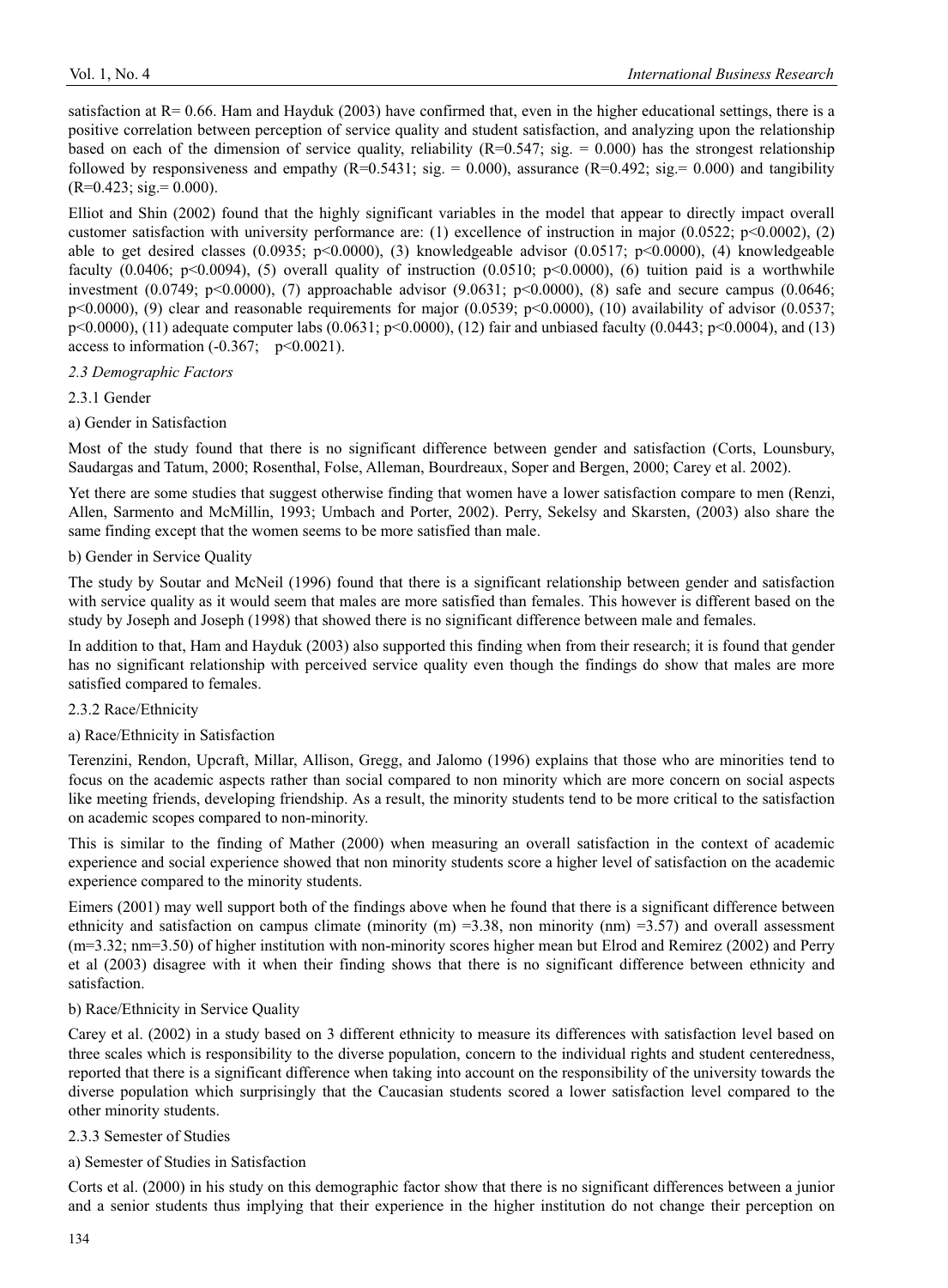satisfaction at R= 0.66. Ham and Hayduk (2003) have confirmed that, even in the higher educational settings, there is a positive correlation between perception of service quality and student satisfaction, and analyzing upon the relationship based on each of the dimension of service quality, reliability (R=0.547; sig. = 0.000) has the strongest relationship followed by responsiveness and empathy (R=0.5431; sig. = 0.000), assurance (R=0.492; sig.= 0.000) and tangibility (R=0.423; sig.= 0.000).

Elliot and Shin (2002) found that the highly significant variables in the model that appear to directly impact overall customer satisfaction with university performance are: (1) excellence of instruction in major (0.0522; $p<0.0002$), (2) able to get desired classes (0.0935; $p<0.0000$), (3) knowledgeable advisor (0.0517; $p<0.0000$), (4) knowledgeable faculty (0.0406; $p<0.0094$), (5) overall quality of instruction (0.0510; $p<0.0000$), (6) tuition paid is a worthwhile investment (0.0749; $p<0.0000$), (7) approachable advisor (9.0631; $p<0.0000$), (8) safe and secure campus (0.0646; $p<0.0000$), (9) clear and reasonable requirements for major (0.0539; $p<0.0000$), (10) availability of advisor (0.0537; $p<0.0000$), (11) adequate computer labs (0.0631; $p<0.0000$), (12) fair and unbiased faculty (0.0443; $p<0.0004$), and (13) access to information (-0.367; $p<0.0021$).

### *2.3 Demographic Factors*

#### 2.3.1 Gender

a) Gender in Satisfaction

Most of the study found that there is no significant difference between gender and satisfaction (Corts, Lounsbury, Saudargas and Tatum, 2000; Rosenthal, Folse, Alleman, Bourdreaux, Soper and Bergen, 2000; Carey et al. 2002).

Yet there are some studies that suggest otherwise finding that women have a lower satisfaction compare to men (Renzi, Allen, Sarmento and McMillin, 1993; Umbach and Porter, 2002). Perry, Sekelsy and Skarsten, (2003) also share the same finding except that the women seems to be more satisfied than male.

b) Gender in Service Quality

The study by Soutar and McNeil (1996) found that there is a significant relationship between gender and satisfaction with service quality as it would seem that males are more satisfied than females. This however is different based on the study by Joseph and Joseph (1998) that showed there is no significant difference between male and females.

In addition to that, Ham and Hayduk (2003) also supported this finding when from their research; it is found that gender has no significant relationship with perceived service quality even though the findings do show that males are more satisfied compared to females.

#### 2.3.2 Race/Ethnicity

a) Race/Ethnicity in Satisfaction

Terenzini, Rendon, Upcraft, Millar, Allison, Gregg, and Jalomo (1996) explains that those who are minorities tend to focus on the academic aspects rather than social compared to non minority which are more concern on social aspects like meeting friends, developing friendship. As a result, the minority students tend to be more critical to the satisfaction on academic scopes compared to non-minority.

This is similar to the finding of Mather (2000) when measuring an overall satisfaction in the context of academic experience and social experience showed that non minority students score a higher level of satisfaction on the academic experience compared to the minority students.

Eimers (2001) may well support both of the findings above when he found that there is a significant difference between ethnicity and satisfaction on campus climate (minority (m) =3.38, non minority (nm) =3.57) and overall assessment (m=3.32; nm=3.50) of higher institution with non-minority scores higher mean but Elrod and Remirez (2002) and Perry et al (2003) disagree with it when their finding shows that there is no significant difference between ethnicity and satisfaction.

b) Race/Ethnicity in Service Quality

Carey et al. (2002) in a study based on 3 different ethnicity to measure its differences with satisfaction level based on three scales which is responsibility to the diverse population, concern to the individual rights and student centeredness, reported that there is a significant difference when taking into account on the responsibility of the university towards the diverse population which surprisingly that the Caucasian students scored a lower satisfaction level compared to the other minority students.

#### 2.3.3 Semester of Studies

a) Semester of Studies in Satisfaction

Corts et al. (2000) in his study on this demographic factor show that there is no significant differences between a junior and a senior students thus implying that their experience in the higher institution do not change their perception on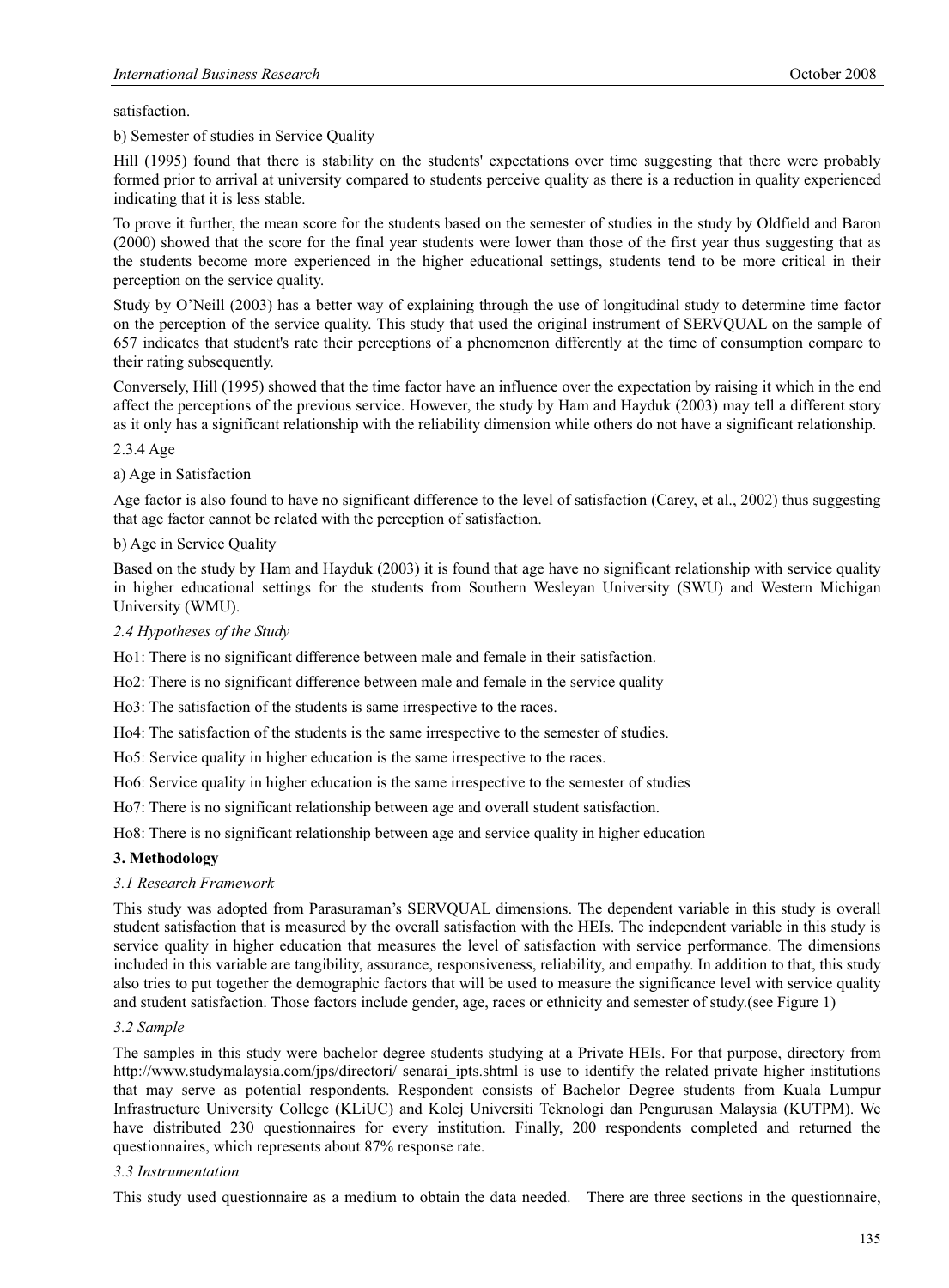satisfaction.

b) Semester of studies in Service Quality

Hill (1995) found that there is stability on the students' expectations over time suggesting that there were probably formed prior to arrival at university compared to students perceive quality as there is a reduction in quality experienced indicating that it is less stable.

To prove it further, the mean score for the students based on the semester of studies in the study by Oldfield and Baron (2000) showed that the score for the final year students were lower than those of the first year thus suggesting that as the students become more experienced in the higher educational settings, students tend to be more critical in their perception on the service quality.

Study by O'Neill (2003) has a better way of explaining through the use of longitudinal study to determine time factor on the perception of the service quality. This study that used the original instrument of SERVQUAL on the sample of 657 indicates that student's rate their perceptions of a phenomenon differently at the time of consumption compare to their rating subsequently.

Conversely, Hill (1995) showed that the time factor have an influence over the expectation by raising it which in the end affect the perceptions of the previous service. However, the study by Ham and Hayduk (2003) may tell a different story as it only has a significant relationship with the reliability dimension while others do not have a significant relationship.

2.3.4 Age

a) Age in Satisfaction

Age factor is also found to have no significant difference to the level of satisfaction (Carey, et al., 2002) thus suggesting that age factor cannot be related with the perception of satisfaction.

b) Age in Service Quality

Based on the study by Ham and Hayduk (2003) it is found that age have no significant relationship with service quality in higher educational settings for the students from Southern Wesleyan University (SWU) and Western Michigan University (WMU).

### *2.4 Hypotheses of the Study*

Ho1: There is no significant difference between male and female in their satisfaction.

Ho2: There is no significant difference between male and female in the service quality

Ho3: The satisfaction of the students is same irrespective to the races.

Ho4: The satisfaction of the students is the same irrespective to the semester of studies.

Ho5: Service quality in higher education is the same irrespective to the races.

Ho6: Service quality in higher education is the same irrespective to the semester of studies

Ho7: There is no significant relationship between age and overall student satisfaction.

Ho8: There is no significant relationship between age and service quality in higher education

## **3. Methodology**

### *3.1 Research Framework*

This study was adopted from Parasuraman's SERVQUAL dimensions. The dependent variable in this study is overall student satisfaction that is measured by the overall satisfaction with the HEIs. The independent variable in this study is service quality in higher education that measures the level of satisfaction with service performance. The dimensions included in this variable are tangibility, assurance, responsiveness, reliability, and empathy. In addition to that, this study also tries to put together the demographic factors that will be used to measure the significance level with service quality and student satisfaction. Those factors include gender, age, races or ethnicity and semester of study.(see Figure 1)

### *3.2 Sample*

The samples in this study were bachelor degree students studying at a Private HEIs. For that purpose, directory from http://www.studymalaysia.com/jps/directori/ senarai_ipts.shtml is use to identify the related private higher institutions that may serve as potential respondents. Respondent consists of Bachelor Degree students from Kuala Lumpur Infrastructure University College (KLiUC) and Kolej Universiti Teknologi dan Pengurusan Malaysia (KUTPM). We have distributed 230 questionnaires for every institution. Finally, 200 respondents completed and returned the questionnaires, which represents about 87% response rate.

### *3.3 Instrumentation*

This study used questionnaire as a medium to obtain the data needed. There are three sections in the questionnaire,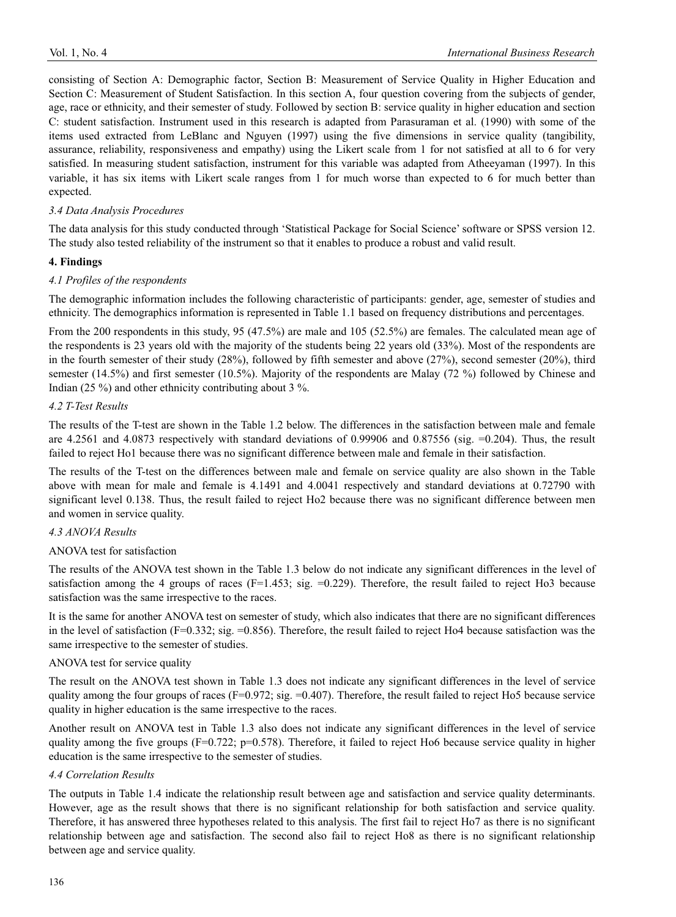consisting of Section A: Demographic factor, Section B: Measurement of Service Quality in Higher Education and Section C: Measurement of Student Satisfaction. In this section A, four question covering from the subjects of gender, age, race or ethnicity, and their semester of study. Followed by section B: service quality in higher education and section C: student satisfaction. Instrument used in this research is adapted from Parasuraman et al. (1990) with some of the items used extracted from LeBlanc and Nguyen (1997) using the five dimensions in service quality (tangibility, assurance, reliability, responsiveness and empathy) using the Likert scale from 1 for not satisfied at all to 6 for very satisfied. In measuring student satisfaction, instrument for this variable was adapted from Atheeyaman (1997). In this variable, it has six items with Likert scale ranges from 1 for much worse than expected to 6 for much better than expected.

### *3.4 Data Analysis Procedures*

The data analysis for this study conducted through 'Statistical Package for Social Science' software or SPSS version 12. The study also tested reliability of the instrument so that it enables to produce a robust and valid result.

## **4. Findings**

### *4.1 Profiles of the respondents*

The demographic information includes the following characteristic of participants: gender, age, semester of studies and ethnicity. The demographics information is represented in Table 1.1 based on frequency distributions and percentages.

From the 200 respondents in this study, 95 (47.5%) are male and 105 (52.5%) are females. The calculated mean age of the respondents is 23 years old with the majority of the students being 22 years old (33%). Most of the respondents are in the fourth semester of their study (28%), followed by fifth semester and above (27%), second semester (20%), third semester (14.5%) and first semester (10.5%). Majority of the respondents are Malay (72 %) followed by Chinese and Indian (25 %) and other ethnicity contributing about 3 %.

### *4.2 T-Test Results*

The results of the T-test are shown in the Table 1.2 below. The differences in the satisfaction between male and female are 4.2561 and 4.0873 respectively with standard deviations of 0.99906 and 0.87556 (sig. =0.204). Thus, the result failed to reject Ho1 because there was no significant difference between male and female in their satisfaction.

The results of the T-test on the differences between male and female on service quality are also shown in the Table above with mean for male and female is 4.1491 and 4.0041 respectively and standard deviations at 0.72790 with significant level 0.138. Thus, the result failed to reject Ho2 because there was no significant difference between men and women in service quality.

### *4.3 ANOVA Results*

ANOVA test for satisfaction

The results of the ANOVA test shown in the Table 1.3 below do not indicate any significant differences in the level of satisfaction among the 4 groups of races (F=1.453; sig. =0.229). Therefore, the result failed to reject Ho3 because satisfaction was the same irrespective to the races.

It is the same for another ANOVA test on semester of study, which also indicates that there are no significant differences in the level of satisfaction (F=0.332; sig. =0.856). Therefore, the result failed to reject Ho4 because satisfaction was the same irrespective to the semester of studies.

ANOVA test for service quality

The result on the ANOVA test shown in Table 1.3 does not indicate any significant differences in the level of service quality among the four groups of races (F=0.972; sig. =0.407). Therefore, the result failed to reject Ho5 because service quality in higher education is the same irrespective to the races.

Another result on ANOVA test in Table 1.3 also does not indicate any significant differences in the level of service quality among the five groups (F=0.722; p=0.578). Therefore, it failed to reject Ho6 because service quality in higher education is the same irrespective to the semester of studies.

### *4.4 Correlation Results*

The outputs in Table 1.4 indicate the relationship result between age and satisfaction and service quality determinants. However, age as the result shows that there is no significant relationship for both satisfaction and service quality. Therefore, it has answered three hypotheses related to this analysis. The first fail to reject Ho7 as there is no significant relationship between age and satisfaction. The second also fail to reject Ho8 as there is no significant relationship between age and service quality.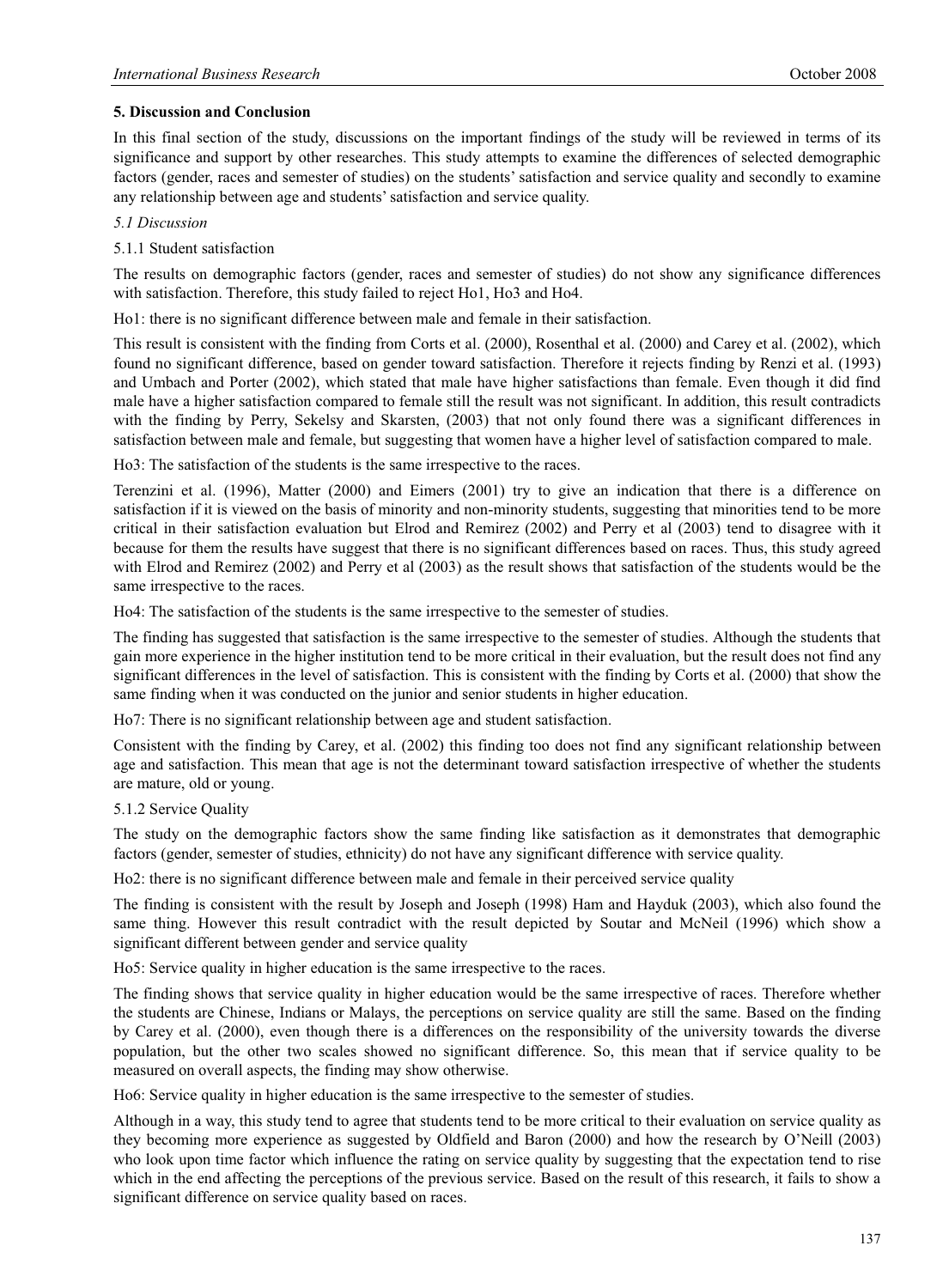## 5. Discussion and Conclusion

In this final section of the study, discussions on the important findings of the study will be reviewed in terms of its significance and support by other researches. This study attempts to examine the differences of selected demographic factors (gender, races and semester of studies) on the students' satisfaction and service quality and secondly to examine any relationship between age and students' satisfaction and service quality.

### *5.1 Discussion*

#### 5.1.1 Student satisfaction

The results on demographic factors (gender, races and semester of studies) do not show any significance differences with satisfaction. Therefore, this study failed to reject Ho1, Ho3 and Ho4.

Ho1: there is no significant difference between male and female in their satisfaction.

This result is consistent with the finding from Corts et al. (2000), Rosenthal et al. (2000) and Carey et al. (2002), which found no significant difference, based on gender toward satisfaction. Therefore it rejects finding by Renzi et al. (1993) and Umbach and Porter (2002), which stated that male have higher satisfactions than female. Even though it did find male have a higher satisfaction compared to female still the result was not significant. In addition, this result contradicts with the finding by Perry, Sekelsy and Skarsten, (2003) that not only found there was a significant differences in satisfaction between male and female, but suggesting that women have a higher level of satisfaction compared to male.

Ho3: The satisfaction of the students is the same irrespective to the races.

Terenzini et al. (1996), Matter (2000) and Eimers (2001) try to give an indication that there is a difference on satisfaction if it is viewed on the basis of minority and non-minority students, suggesting that minorities tend to be more critical in their satisfaction evaluation but Elrod and Remirez (2002) and Perry et al (2003) tend to disagree with it because for them the results have suggest that there is no significant differences based on races. Thus, this study agreed with Elrod and Remirez (2002) and Perry et al (2003) as the result shows that satisfaction of the students would be the same irrespective to the races.

Ho4: The satisfaction of the students is the same irrespective to the semester of studies.

The finding has suggested that satisfaction is the same irrespective to the semester of studies. Although the students that gain more experience in the higher institution tend to be more critical in their evaluation, but the result does not find any significant differences in the level of satisfaction. This is consistent with the finding by Corts et al. (2000) that show the same finding when it was conducted on the junior and senior students in higher education.

Ho7: There is no significant relationship between age and student satisfaction.

Consistent with the finding by Carey, et al. (2002) this finding too does not find any significant relationship between age and satisfaction. This mean that age is not the determinant toward satisfaction irrespective of whether the students are mature, old or young.

#### 5.1.2 Service Quality

The study on the demographic factors show the same finding like satisfaction as it demonstrates that demographic factors (gender, semester of studies, ethnicity) do not have any significant difference with service quality.

Ho2: there is no significant difference between male and female in their perceived service quality

The finding is consistent with the result by Joseph and Joseph (1998) Ham and Hayduk (2003), which also found the same thing. However this result contradict with the result depicted by Soutar and McNeil (1996) which show a significant different between gender and service quality

Ho5: Service quality in higher education is the same irrespective to the races.

The finding shows that service quality in higher education would be the same irrespective of races. Therefore whether the students are Chinese, Indians or Malays, the perceptions on service quality are still the same. Based on the finding by Carey et al. (2000), even though there is a differences on the responsibility of the university towards the diverse population, but the other two scales showed no significant difference. So, this mean that if service quality to be measured on overall aspects, the finding may show otherwise.

Ho6: Service quality in higher education is the same irrespective to the semester of studies.

Although in a way, this study tend to agree that students tend to be more critical to their evaluation on service quality as they becoming more experience as suggested by Oldfield and Baron (2000) and how the research by O'Neill (2003) who look upon time factor which influence the rating on service quality by suggesting that the expectation tend to rise which in the end affecting the perceptions of the previous service. Based on the result of this research, it fails to show a significant difference on service quality based on races.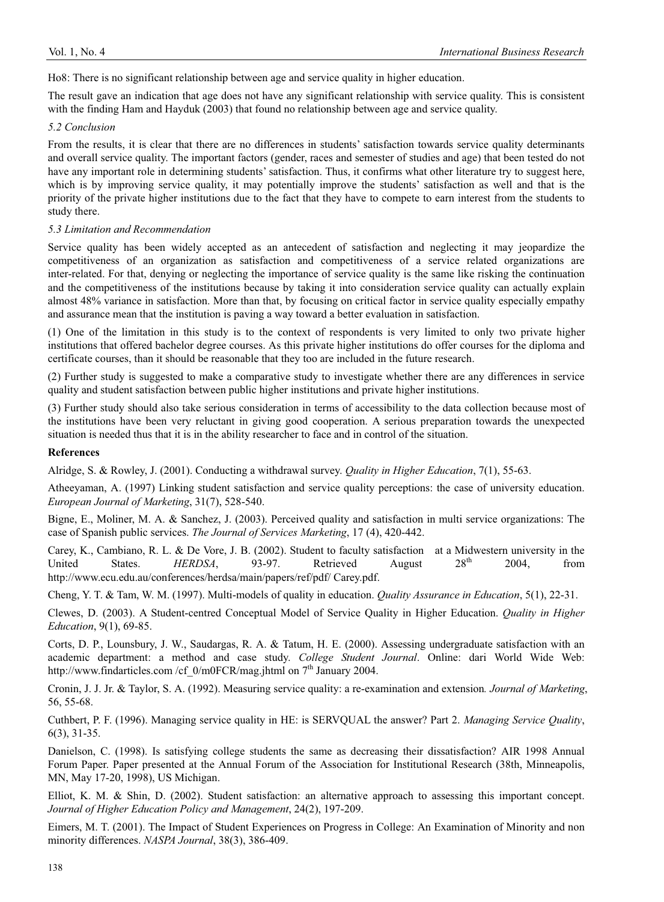Ho8: There is no significant relationship between age and service quality in higher education.

The result gave an indication that age does not have any significant relationship with service quality. This is consistent with the finding Ham and Hayduk (2003) that found no relationship between age and service quality.

*5.2 Conclusion*

From the results, it is clear that there are no differences in students' satisfaction towards service quality determinants and overall service quality. The important factors (gender, races and semester of studies and age) that been tested do not have any important role in determining students' satisfaction. Thus, it confirms what other literature try to suggest here, which is by improving service quality, it may potentially improve the students' satisfaction as well and that is the priority of the private higher institutions due to the fact that they have to compete to earn interest from the students to study there.

*5.3 Limitation and Recommendation*

Service quality has been widely accepted as an antecedent of satisfaction and neglecting it may jeopardize the competitiveness of an organization as satisfaction and competitiveness of a service related organizations are inter-related. For that, denying or neglecting the importance of service quality is the same like risking the continuation and the competitiveness of the institutions because by taking it into consideration service quality can actually explain almost 48% variance in satisfaction. More than that, by focusing on critical factor in service quality especially empathy and assurance mean that the institution is paving a way toward a better evaluation in satisfaction.

(1) One of the limitation in this study is to the context of respondents is very limited to only two private higher institutions that offered bachelor degree courses. As this private higher institutions do offer courses for the diploma and certificate courses, than it should be reasonable that they too are included in the future research.

(2) Further study is suggested to make a comparative study to investigate whether there are any differences in service quality and student satisfaction between public higher institutions and private higher institutions.

(3) Further study should also take serious consideration in terms of accessibility to the data collection because most of the institutions have been very reluctant in giving good cooperation. A serious preparation towards the unexpected situation is needed thus that it is in the ability researcher to face and in control of the situation.

**References**

Alridge, S. & Rowley, J. (2001). Conducting a withdrawal survey. *Quality in Higher Education*, 7(1), 55-63.

Atheeyaman, A. (1997) Linking student satisfaction and service quality perceptions: the case of university education. *European Journal of Marketing*, 31(7), 528-540.

Bigne, E., Moliner, M. A. & Sanchez, J. (2003). Perceived quality and satisfaction in multi service organizations: The case of Spanish public services. *The Journal of Services Marketing*, 17 (4), 420-442.

Carey, K., Cambiano, R. L. & De Vore, J. B. (2002). Student to faculty satisfaction at a Midwestern university in the United States. *HERDSA*, 93-97. Retrieved August 28th 2004, from http://www.ecu.edu.au/conferences/herdsa/main/papers/ref/pdf/ Carey.pdf.

Cheng, Y. T. & Tam, W. M. (1997). Multi-models of quality in education. *Quality Assurance in Education*, 5(1), 22-31.

Clewes, D. (2003). A Student-centred Conceptual Model of Service Quality in Higher Education. *Quality in Higher Education*, 9(1), 69-85.

Corts, D. P., Lounsbury, J. W., Saudargas, R. A. & Tatum, H. E. (2000). Assessing undergraduate satisfaction with an academic department: a method and case study. *College Student Journal*. Online: dari World Wide Web: http://www.findarticles.com /cf_0/m0FCR/mag.jhtml on 7th January 2004.

Cronin, J. J. Jr. & Taylor, S. A. (1992). Measuring service quality: a re-examination and extension*. Journal of Marketing*, 56, 55-68.

Cuthbert, P. F. (1996). Managing service quality in HE: is SERVQUAL the answer? Part 2. *Managing Service Quality*, 6(3), 31-35.

Danielson, C. (1998). Is satisfying college students the same as decreasing their dissatisfaction? AIR 1998 Annual Forum Paper. Paper presented at the Annual Forum of the Association for Institutional Research (38th, Minneapolis, MN, May 17-20, 1998), US Michigan.

Elliot, K. M. & Shin, D. (2002). Student satisfaction: an alternative approach to assessing this important concept. *Journal of Higher Education Policy and Management*, 24(2), 197-209.

Eimers, M. T. (2001). The Impact of Student Experiences on Progress in College: An Examination of Minority and non minority differences. *NASPA Journal*, 38(3), 386-409.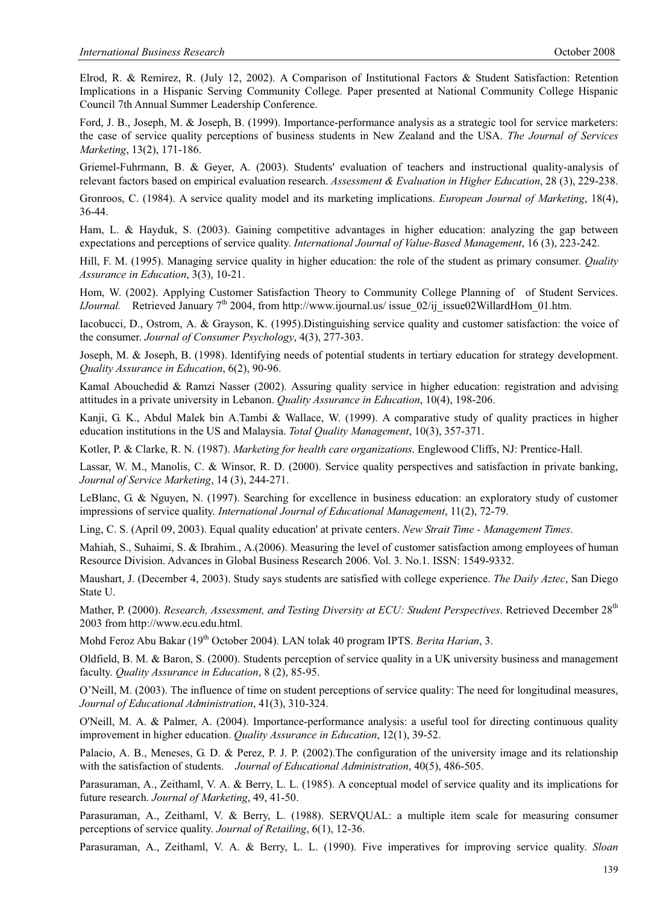Elrod, R. & Remirez, R. (July 12, 2002). A Comparison of Institutional Factors & Student Satisfaction: Retention Implications in a Hispanic Serving Community College. Paper presented at National Community College Hispanic Council 7th Annual Summer Leadership Conference.

Ford, J. B., Joseph, M. & Joseph, B. (1999). Importance-performance analysis as a strategic tool for service marketers: the case of service quality perceptions of business students in New Zealand and the USA. *The Journal of Services Marketing*, 13(2), 171-186.

Griemel-Fuhrmann, B. & Geyer, A. (2003). Students' evaluation of teachers and instructional quality-analysis of relevant factors based on empirical evaluation research. *Assessment & Evaluation in Higher Education*, 28 (3), 229-238.

Gronroos, C. (1984). A service quality model and its marketing implications. *European Journal of Marketing*, 18(4), 36-44.

Ham, L. & Hayduk, S. (2003). Gaining competitive advantages in higher education: analyzing the gap between expectations and perceptions of service quality. *International Journal of Value-Based Management*, 16 (3), 223-242.

Hill, F. M. (1995). Managing service quality in higher education: the role of the student as primary consumer. *Quality Assurance in Education*, 3(3), 10-21.

Hom, W. (2002). Applying Customer Satisfaction Theory to Community College Planning of of Student Services. *IJournal.* Retrieved January 7th 2004, from http://www.ijournal.us/ issue_02/ij_issue02WillardHom_01.htm.

Iacobucci, D., Ostrom, A. & Grayson, K. (1995).Distinguishing service quality and customer satisfaction: the voice of the consumer. *Journal of Consumer Psychology*, 4(3), 277-303.

Joseph, M. & Joseph, B. (1998). Identifying needs of potential students in tertiary education for strategy development. *Quality Assurance in Education*, 6(2), 90-96.

Kamal Abouchedid & Ramzi Nasser (2002). Assuring quality service in higher education: registration and advising attitudes in a private university in Lebanon. *Quality Assurance in Education*, 10(4), 198-206.

Kanji, G. K., Abdul Malek bin A.Tambi & Wallace, W. (1999). A comparative study of quality practices in higher education institutions in the US and Malaysia. *Total Quality Management*, 10(3), 357-371.

Kotler, P. & Clarke, R. N. (1987). *Marketing for health care organizations*. Englewood Cliffs, NJ: Prentice-Hall.

Lassar, W. M., Manolis, C. & Winsor, R. D. (2000). Service quality perspectives and satisfaction in private banking, *Journal of Service Marketing*, 14 (3), 244-271.

LeBlanc, G. & Nguyen, N. (1997). Searching for excellence in business education: an exploratory study of customer impressions of service quality. *International Journal of Educational Management*, 11(2), 72-79.

Ling, C. S. (April 09, 2003). Equal quality education' at private centers. *New Strait Time - Management Times*.

Mahiah, S., Suhaimi, S. & Ibrahim., A.(2006). Measuring the level of customer satisfaction among employees of human Resource Division. Advances in Global Business Research 2006. Vol. 3. No.1. ISSN: 1549-9332.

Maushart, J. (December 4, 2003). Study says students are satisfied with college experience. *The Daily Aztec*, San Diego State U.

Mather, P. (2000). *Research, Assessment, and Testing Diversity at ECU: Student Perspectives*. Retrieved December 28th 2003 from http://www.ecu.edu.html.

Mohd Feroz Abu Bakar (19th October 2004). LAN tolak 40 program IPTS. *Berita Harian*, 3.

Oldfield, B. M. & Baron, S. (2000). Students perception of service quality in a UK university business and management faculty. *Quality Assurance in Education*, 8 (2), 85-95.

O'Neill, M. (2003). The influence of time on student perceptions of service quality: The need for longitudinal measures, *Journal of Educational Administration*, 41(3), 310-324.

O'Neill, M. A. & Palmer, A. (2004). Importance-performance analysis: a useful tool for directing continuous quality improvement in higher education. *Quality Assurance in Education*, 12(1), 39-52.

Palacio, A. B., Meneses, G. D. & Perez, P. J. P. (2002).The configuration of the university image and its relationship with the satisfaction of students. *Journal of Educational Administration*, 40(5), 486-505.

Parasuraman, A., Zeithaml, V. A. & Berry, L. L. (1985). A conceptual model of service quality and its implications for future research. *Journal of Marketing*, 49, 41-50.

Parasuraman, A., Zeithaml, V. & Berry, L. (1988). SERVQUAL: a multiple item scale for measuring consumer perceptions of service quality. *Journal of Retailing*, 6(1), 12-36.

Parasuraman, A., Zeithaml, V. A. & Berry, L. L. (1990). Five imperatives for improving service quality. *Sloan*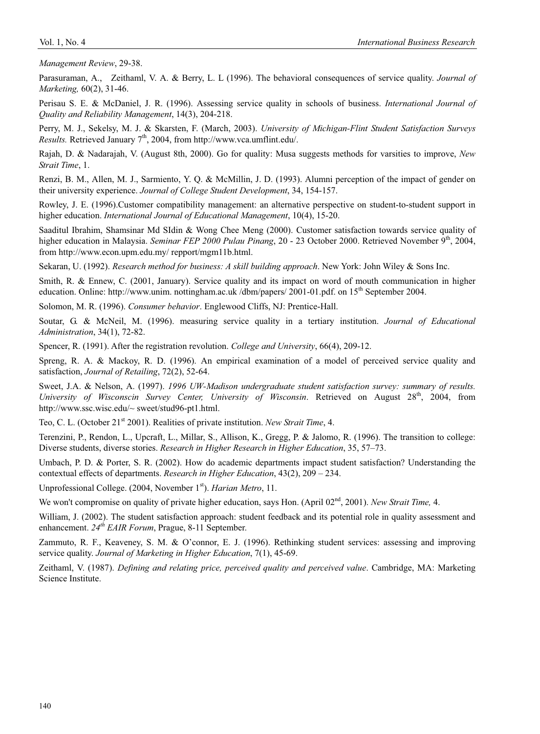*Management Review*, 29-38.

Parasuraman, A., Zeithaml, V. A. & Berry, L. L (1996). The behavioral consequences of service quality. *Journal of Marketing,* 60(2), 31-46.

Perisau S. E. & McDaniel, J. R. (1996). Assessing service quality in schools of business. *International Journal of Quality and Reliability Management*, 14(3), 204-218.

Perry, M. J., Sekelsy, M. J. & Skarsten, F. (March, 2003). *University of Michigan-Flint Student Satisfaction Surveys Results.* Retrieved January 7th, 2004, from http://www.vca.umflint.edu/.

Rajah, D. & Nadarajah, V. (August 8th, 2000). Go for quality: Musa suggests methods for varsities to improve, *New Strait Time*, 1.

Renzi, B. M., Allen, M. J., Sarmiento, Y. Q. & McMillin, J. D. (1993). Alumni perception of the impact of gender on their university experience. *Journal of College Student Development*, 34, 154-157.

Rowley, J. E. (1996).Customer compatibility management: an alternative perspective on student-to-student support in higher education. *International Journal of Educational Management*, 10(4), 15-20.

Saaditul Ibrahim, Shamsinar Md SIdin & Wong Chee Meng (2000). Customer satisfaction towards service quality of higher education in Malaysia. *Seminar FEP 2000 Pulau Pinang*, 20 - 23 October 2000. Retrieved November 9th, 2004, from http://www.econ.upm.edu.my/ repport/mgm11b.html.

Sekaran, U. (1992). *Research method for business: A skill building approach*. New York: John Wiley & Sons Inc.

Smith, R. & Ennew, C. (2001, January). Service quality and its impact on word of mouth communication in higher education. Online: http://www.unim. nottingham.ac.uk /dbm/papers/ 2001-01.pdf. on 15th September 2004.

Solomon, M. R. (1996). *Consumer behavior*. Englewood Cliffs, NJ: Prentice-Hall.

Soutar, G. & McNeil, M. (1996). measuring service quality in a tertiary institution. *Journal of Educational Administration*, 34(1), 72-82.

Spencer, R. (1991). After the registration revolution. *College and University*, 66(4), 209-12.

Spreng, R. A. & Mackoy, R. D. (1996). An empirical examination of a model of perceived service quality and satisfaction, *Journal of Retailing*, 72(2), 52-64.

Sweet, J.A. & Nelson, A. (1997). *1996 UW-Madison undergraduate student satisfaction survey: summary of results. University of Wisconscin Survey Center, University of Wisconsin*. Retrieved on August 28th, 2004, from http://www.ssc.wisc.edu/~ sweet/stud96-pt1.html.

Teo, C. L. (October 21st 2001). Realities of private institution. *New Strait Time*, 4.

Terenzini, P., Rendon, L., Upcraft, L., Millar, S., Allison, K., Gregg, P. & Jalomo, R. (1996). The transition to college: Diverse students, diverse stories. *Research in Higher Research in Higher Education*, 35, 57–73.

Umbach, P. D. & Porter, S. R. (2002). How do academic departments impact student satisfaction? Understanding the contextual effects of departments. *Research in Higher Education*, 43(2), 209 – 234.

Unprofessional College. (2004, November 1st). *Harian Metro*, 11.

We won't compromise on quality of private higher education, says Hon. (April 02nd, 2001). *New Strait Time,* 4.

William, J. (2002). The student satisfaction approach: student feedback and its potential role in quality assessment and enhancement. *24th EAIR Forum*, Prague, 8-11 September.

Zammuto, R. F., Keaveney, S. M. & O'connor, E. J. (1996). Rethinking student services: assessing and improving service quality. *Journal of Marketing in Higher Education*, 7(1), 45-69.

Zeithaml, V. (1987). *Defining and relating price, perceived quality and perceived value*. Cambridge, MA: Marketing Science Institute.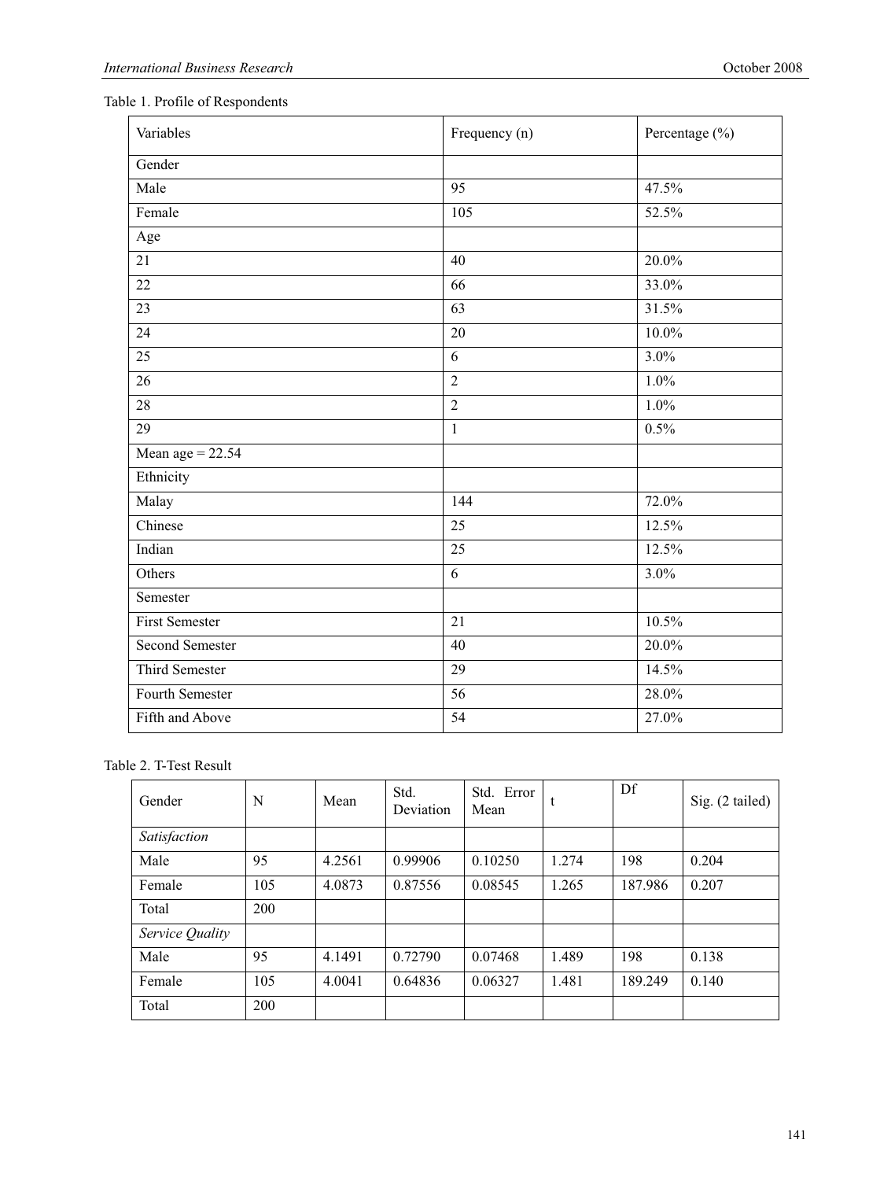Table 1. Profile of Respondents

| Variables | Frequency (n) | Percentage (%) |
|---|---|---|
| Gender | | |
| Male | 95 | 47.5% |
| Female | 105 | 52.5% |
| Age | | |
| 21 | 40 | 20.0% |
| 22 | 66 | 33.0% |
| 23 | 63 | 31.5% |
| 24 | 20 | 10.0% |
| 25 | 6 | 3.0% |
| 26 | 2 | 1.0% |
| 28 | 2 | 1.0% |
| 29 | 1 | 0.5% |
| Mean age = 22.54 | | |
| Ethnicity | | |
| Malay | 144 | 72.0% |
| Chinese | 25 | 12.5% |
| Indian | 25 | 12.5% |
| Others | 6 | 3.0% |
| Semester | | |
| First Semester | 21 | 10.5% |
| Second Semester | 40 | 20.0% |
| Third Semester | 29 | 14.5% |
| Fourth Semester | 56 | 28.0% |
| Fifth and Above | 54 | 27.0% |

Table 2. T-Test Result

| Gender | N | Mean | Std. Deviation | Std. Error Mean | t | Df | Sig. (2 tailed) |
|---|---|---|---|---|---|---|---|
| *Satisfaction* | | | | | | | |
| Male | 95 | 4.2561 | 0.99906 | 0.10250 | 1.274 | 198 | 0.204 |
| Female | 105 | 4.0873 | 0.87556 | 0.08545 | 1.265 | 187.986 | 0.207 |
| Total | 200 | | | | | | |
| *Service Quality* | | | | | | | |
| Male | 95 | 4.1491 | 0.72790 | 0.07468 | 1.489 | 198 | 0.138 |
| Female | 105 | 4.0041 | 0.64836 | 0.06327 | 1.481 | 189.249 | 0.140 |
| Total | 200 | | | | | | |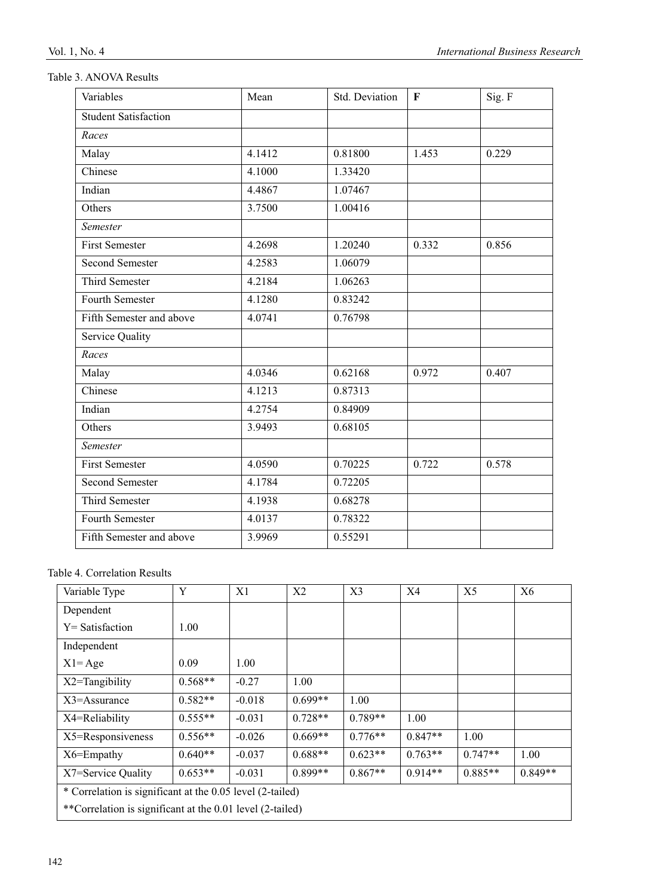Table 3. ANOVA Results

| Variables | Mean | Std. Deviation | **F** | Sig. F |
|---|---|---|---|---|
| Student Satisfaction | | | | |
| *Races* | | | | |
| Malay | 4.1412 | 0.81800 | 1.453 | 0.229 |
| Chinese | 4.1000 | 1.33420 | | |
| Indian | 4.4867 | 1.07467 | | |
| Others | 3.7500 | 1.00416 | | |
| *Semester* | | | | |
| First Semester | 4.2698 | 1.20240 | 0.332 | 0.856 |
| Second Semester | 4.2583 | 1.06079 | | |
| Third Semester | 4.2184 | 1.06263 | | |
| Fourth Semester | 4.1280 | 0.83242 | | |
| Fifth Semester and above | 4.0741 | 0.76798 | | |
| Service Quality | | | | |
| *Races* | | | | |
| Malay | 4.0346 | 0.62168 | 0.972 | 0.407 |
| Chinese | 4.1213 | 0.87313 | | |
| Indian | 4.2754 | 0.84909 | | |
| Others | 3.9493 | 0.68105 | | |
| *Semester* | | | | |
| First Semester | 4.0590 | 0.70225 | 0.722 | 0.578 |
| Second Semester | 4.1784 | 0.72205 | | |
| Third Semester | 4.1938 | 0.68278 | | |
| Fourth Semester | 4.0137 | 0.78322 | | |
| Fifth Semester and above | 3.9969 | 0.55291 | | |

Table 4. Correlation Results

| Variable Type | Y | X1 | X2 | X3 | X4 | X5 | X6 |
|---|---|---|---|---|---|---|---|
| Dependent<br>Y= Satisfaction | 1.00 | | | | | | |
| Independent<br>X1= Age | 0.09 | 1.00 | | | | | |
| X2=Tangibility | 0.568** | -0.27 | 1.00 | | | | |
| X3=Assurance | 0.582** | -0.018 | 0.699** | 1.00 | | | |
| X4=Reliability | 0.555** | -0.031 | 0.728** | 0.789** | 1.00 | | |
| X5=Responsiveness | 0.556** | -0.026 | 0.669** | 0.776** | 0.847** | 1.00 | |
| X6=Empathy | 0.640** | -0.037 | 0.688** | 0.623** | 0.763** | 0.747** | 1.00 |
| X7=Service Quality | 0.653** | -0.031 | 0.899** | 0.867** | 0.914** | 0.885** | 0.849** |
| * Correlation is significant at the 0.05 level (2-tailed)<br>**Correlation is significant at the 0.01 level (2-tailed) | | | | | | | |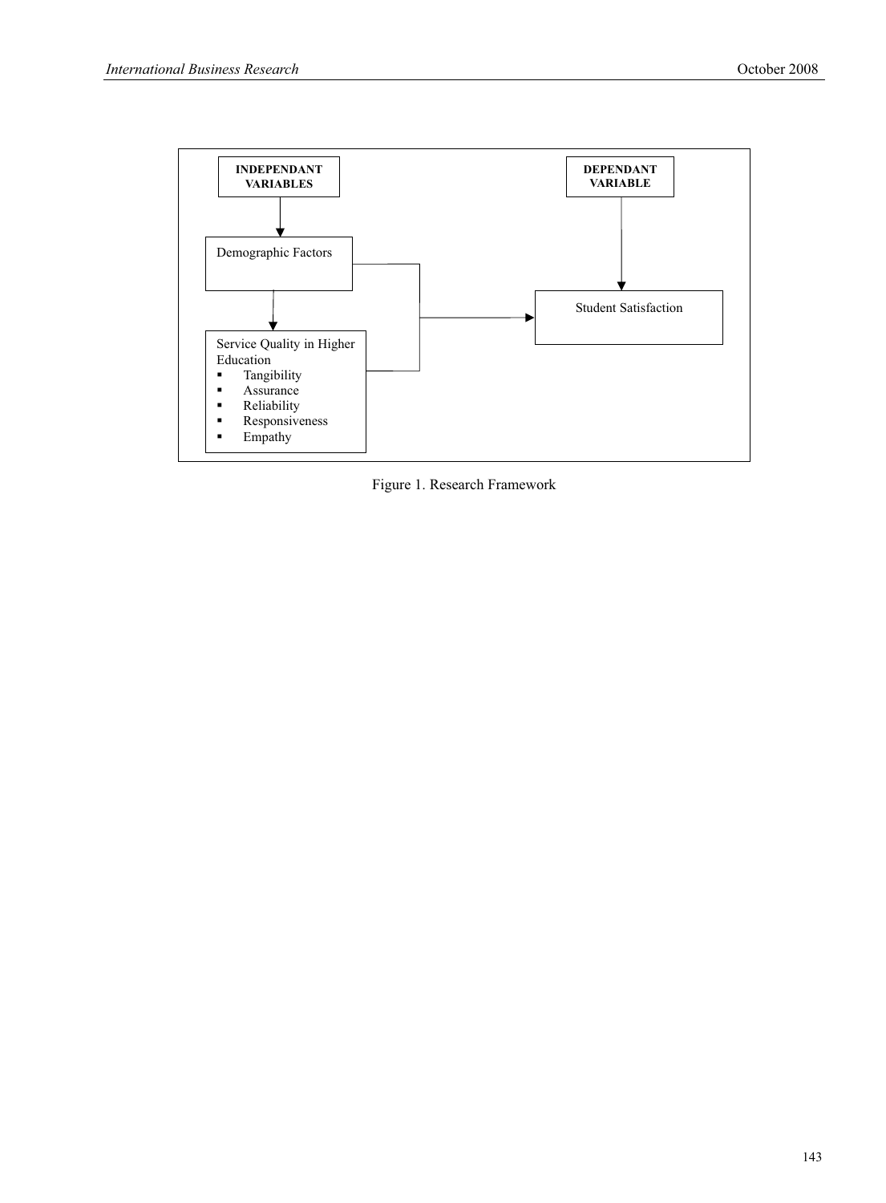INDEPENDANT VARIABLES

DEPENDANT VARIABLE

Demographic Factors

Student Satisfaction

Service Quality in Higher Education

- Tangibility
- Assurance
- Reliability
- Responsiveness
- Empathy

Figure 1. Research Framework